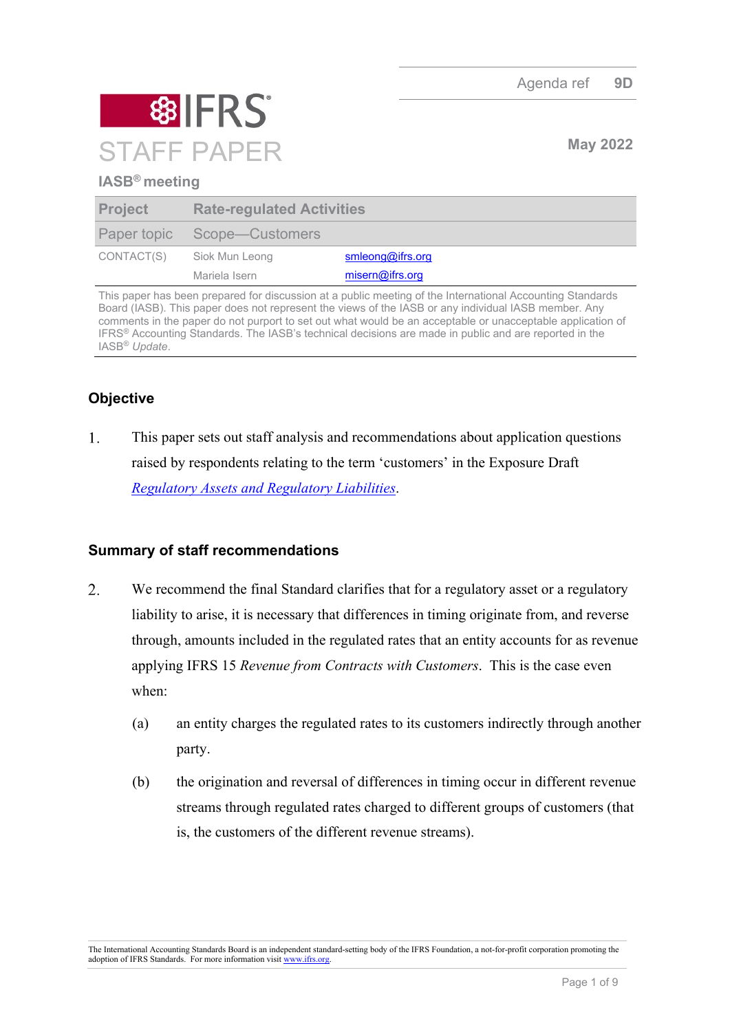Agenda ref 9D

# IFRS STAFF PAPER

May 2022

**IASB® meeting**

| Project | Rate-regulated Activities | |
|---|---|---|
| Paper topic | Scope—Customers | |
| CONTACT(S) | Siok Mun Leong | smleong@ifrs.org |
| | Mariela Isern | misern@ifrs.org |

This paper has been prepared for discussion at a public meeting of the International Accounting Standards Board (IASB). This paper does not represent the views of the IASB or any individual IASB member. Any comments in the paper do not purport to set out what would be an acceptable or unacceptable application of IFRS® Accounting Standards. The IASB's technical decisions are made in public and are reported in the IASB® *Update*.

## Objective

1. This paper sets out staff analysis and recommendations about application questions raised by respondents relating to the term 'customers' in the Exposure Draft *Regulatory Assets and Regulatory Liabilities*.

## Summary of staff recommendations

2. We recommend the final Standard clarifies that for a regulatory asset or a regulatory liability to arise, it is necessary that differences in timing originate from, and reverse through, amounts included in the regulated rates that an entity accounts for as revenue applying IFRS 15 *Revenue from Contracts with Customers*. This is the case even when:
   (a) an entity charges the regulated rates to its customers indirectly through another party.
   (b) the origination and reversal of differences in timing occur in different revenue streams through regulated rates charged to different groups of customers (that is, the customers of the different revenue streams).

The International Accounting Standards Board is an independent standard-setting body of the IFRS Foundation, a not-for-profit corporation promoting the adoption of IFRS Standards. For more information visit www.ifrs.org.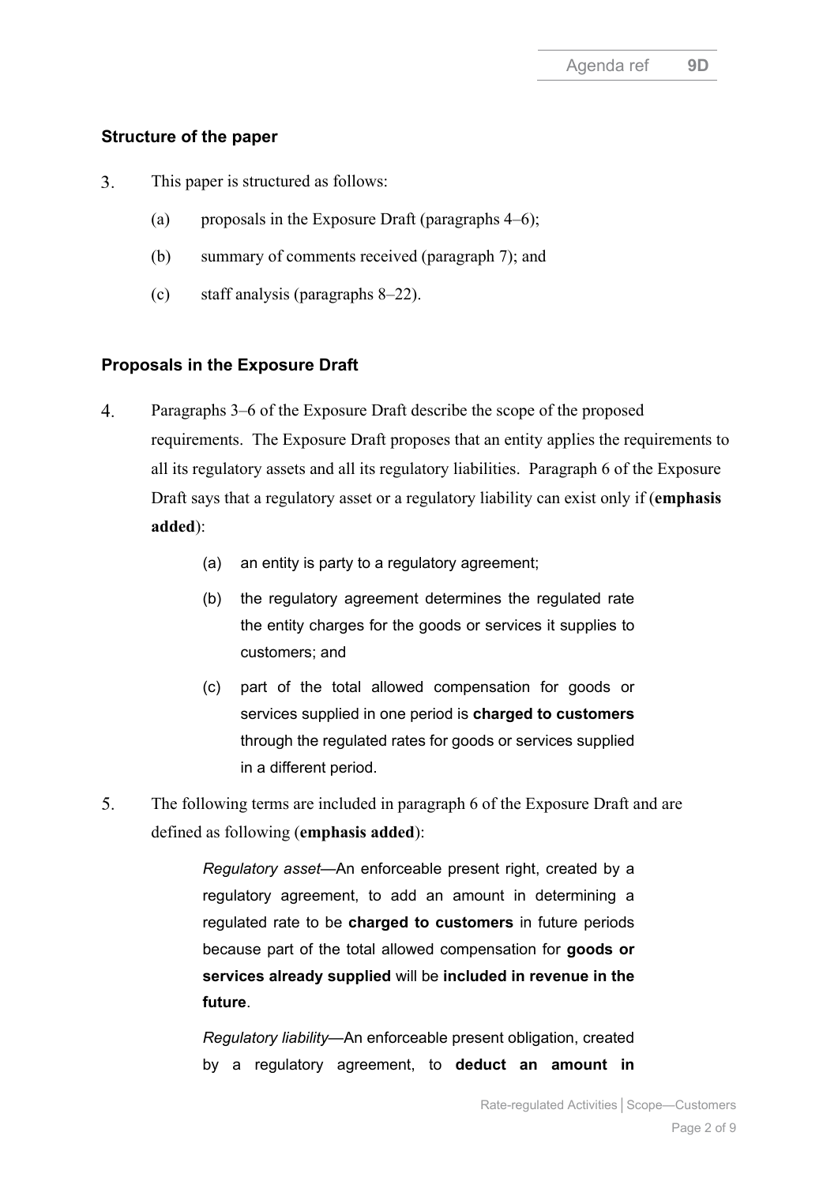## Structure of the paper

3. This paper is structured as follows:

   (a) proposals in the Exposure Draft (paragraphs 4–6);

   (b) summary of comments received (paragraph 7); and

   (c) staff analysis (paragraphs 8–22).

## Proposals in the Exposure Draft

4. Paragraphs 3–6 of the Exposure Draft describe the scope of the proposed requirements. The Exposure Draft proposes that an entity applies the requirements to all its regulatory assets and all its regulatory liabilities. Paragraph 6 of the Exposure Draft says that a regulatory asset or a regulatory liability can exist only if (**emphasis added**):

   > (a) an entity is party to a regulatory agreement;
   >
   > (b) the regulatory agreement determines the regulated rate the entity charges for the goods or services it supplies to customers; and
   >
   > (c) part of the total allowed compensation for goods or services supplied in one period is **charged to customers** through the regulated rates for goods or services supplied in a different period.

5. The following terms are included in paragraph 6 of the Exposure Draft and are defined as following (**emphasis added**):

   > *Regulatory asset*—An enforceable present right, created by a regulatory agreement, to add an amount in determining a regulated rate to be **charged to customers** in future periods because part of the total allowed compensation for **goods or services already supplied** will be **included in revenue in the future**.
   >
   > *Regulatory liability*—An enforceable present obligation, created by a regulatory agreement, to **deduct an amount in**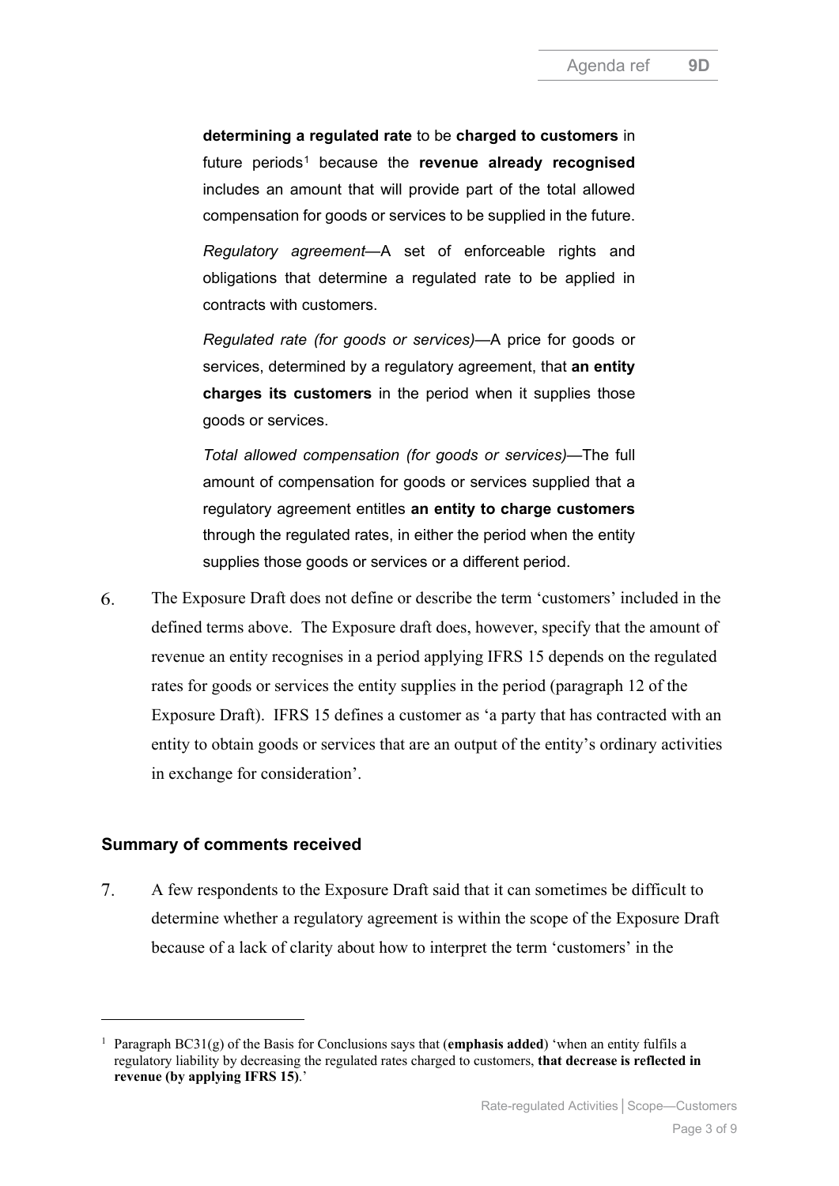**determining a regulated rate** to be **charged to customers** in future periods[1] because the **revenue already recognised** includes an amount that will provide part of the total allowed compensation for goods or services to be supplied in the future.

*Regulatory agreement*—A set of enforceable rights and obligations that determine a regulated rate to be applied in contracts with customers.

*Regulated rate (for goods or services)*—A price for goods or services, determined by a regulatory agreement, that **an entity charges its customers** in the period when it supplies those goods or services.

*Total allowed compensation (for goods or services)*—The full amount of compensation for goods or services supplied that a regulatory agreement entitles **an entity to charge customers** through the regulated rates, in either the period when the entity supplies those goods or services or a different period.

6. The Exposure Draft does not define or describe the term 'customers' included in the defined terms above. The Exposure draft does, however, specify that the amount of revenue an entity recognises in a period applying IFRS 15 depends on the regulated rates for goods or services the entity supplies in the period (paragraph 12 of the Exposure Draft). IFRS 15 defines a customer as 'a party that has contracted with an entity to obtain goods or services that are an output of the entity's ordinary activities in exchange for consideration'.

## Summary of comments received

7. A few respondents to the Exposure Draft said that it can sometimes be difficult to determine whether a regulatory agreement is within the scope of the Exposure Draft because of a lack of clarity about how to interpret the term 'customers' in the

---

[1] Paragraph BC31(g) of the Basis for Conclusions says that (**emphasis added**) 'when an entity fulfils a regulatory liability by decreasing the regulated rates charged to customers, **that decrease is reflected in revenue (by applying IFRS 15)**.'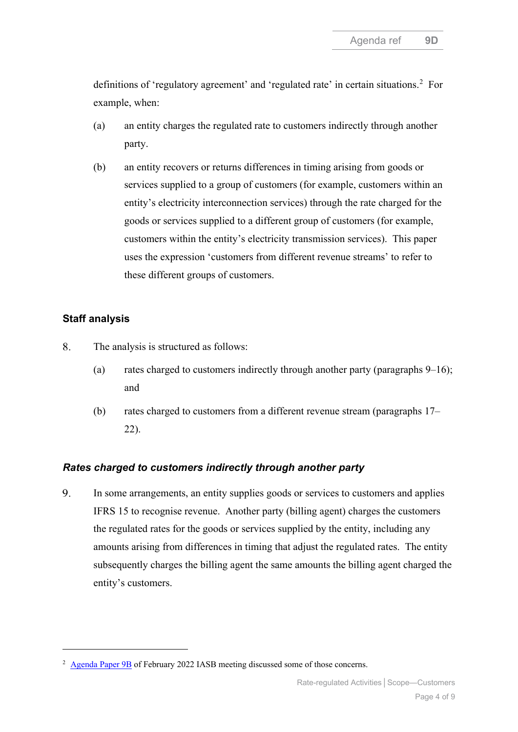definitions of 'regulatory agreement' and 'regulated rate' in certain situations.[2] For example, when:

(a) an entity charges the regulated rate to customers indirectly through another party.

(b) an entity recovers or returns differences in timing arising from goods or services supplied to a group of customers (for example, customers within an entity's electricity interconnection services) through the rate charged for the goods or services supplied to a different group of customers (for example, customers within the entity's electricity transmission services). This paper uses the expression 'customers from different revenue streams' to refer to these different groups of customers.

## Staff analysis

8. The analysis is structured as follows:

   (a) rates charged to customers indirectly through another party (paragraphs 9–16); and

   (b) rates charged to customers from a different revenue stream (paragraphs 17–22).

### *Rates charged to customers indirectly through another party*

9. In some arrangements, an entity supplies goods or services to customers and applies IFRS 15 to recognise revenue. Another party (billing agent) charges the customers the regulated rates for the goods or services supplied by the entity, including any amounts arising from differences in timing that adjust the regulated rates. The entity subsequently charges the billing agent the same amounts the billing agent charged the entity's customers.

---

[2] Agenda Paper 9B of February 2022 IASB meeting discussed some of those concerns.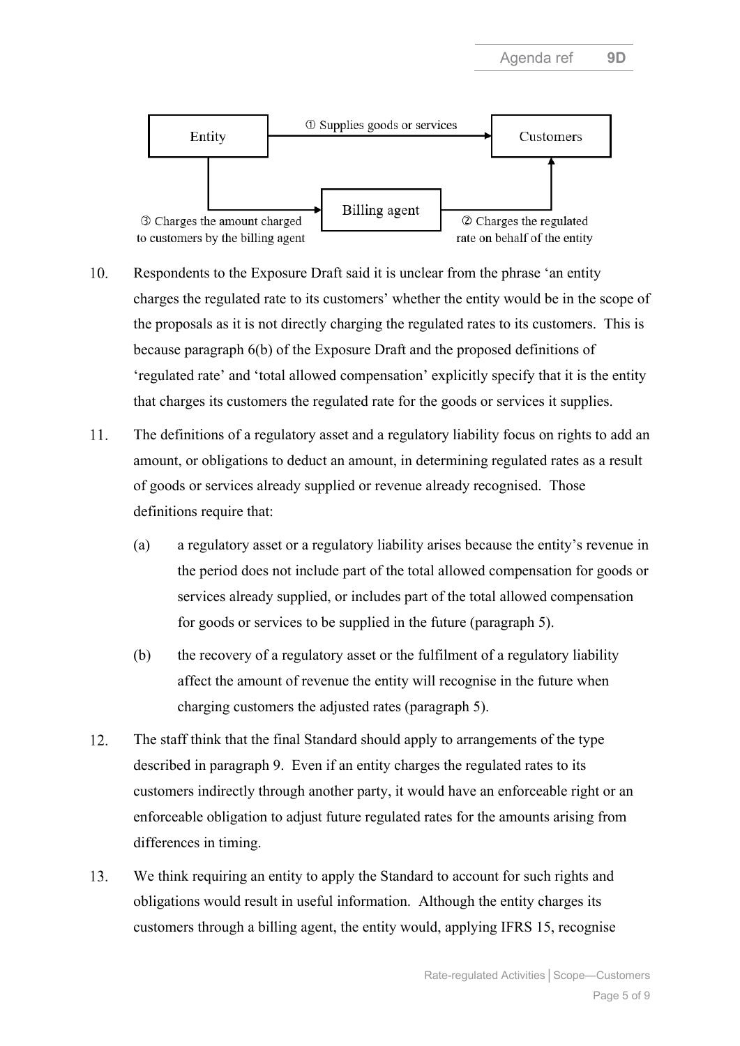Entity → ① Supplies goods or services → Customers

Billing agent → ② Charges the regulated rate on behalf of the entity → Customers

Entity → ③ Charges the amount charged to customers by the billing agent → Billing agent

10. Respondents to the Exposure Draft said it is unclear from the phrase 'an entity charges the regulated rate to its customers' whether the entity would be in the scope of the proposals as it is not directly charging the regulated rates to its customers. This is because paragraph 6(b) of the Exposure Draft and the proposed definitions of 'regulated rate' and 'total allowed compensation' explicitly specify that it is the entity that charges its customers the regulated rate for the goods or services it supplies.

11. The definitions of a regulatory asset and a regulatory liability focus on rights to add an amount, or obligations to deduct an amount, in determining regulated rates as a result of goods or services already supplied or revenue already recognised. Those definitions require that:

    (a) a regulatory asset or a regulatory liability arises because the entity's revenue in the period does not include part of the total allowed compensation for goods or services already supplied, or includes part of the total allowed compensation for goods or services to be supplied in the future (paragraph 5).

    (b) the recovery of a regulatory asset or the fulfilment of a regulatory liability affect the amount of revenue the entity will recognise in the future when charging customers the adjusted rates (paragraph 5).

12. The staff think that the final Standard should apply to arrangements of the type described in paragraph 9. Even if an entity charges the regulated rates to its customers indirectly through another party, it would have an enforceable right or an enforceable obligation to adjust future regulated rates for the amounts arising from differences in timing.

13. We think requiring an entity to apply the Standard to account for such rights and obligations would result in useful information. Although the entity charges its customers through a billing agent, the entity would, applying IFRS 15, recognise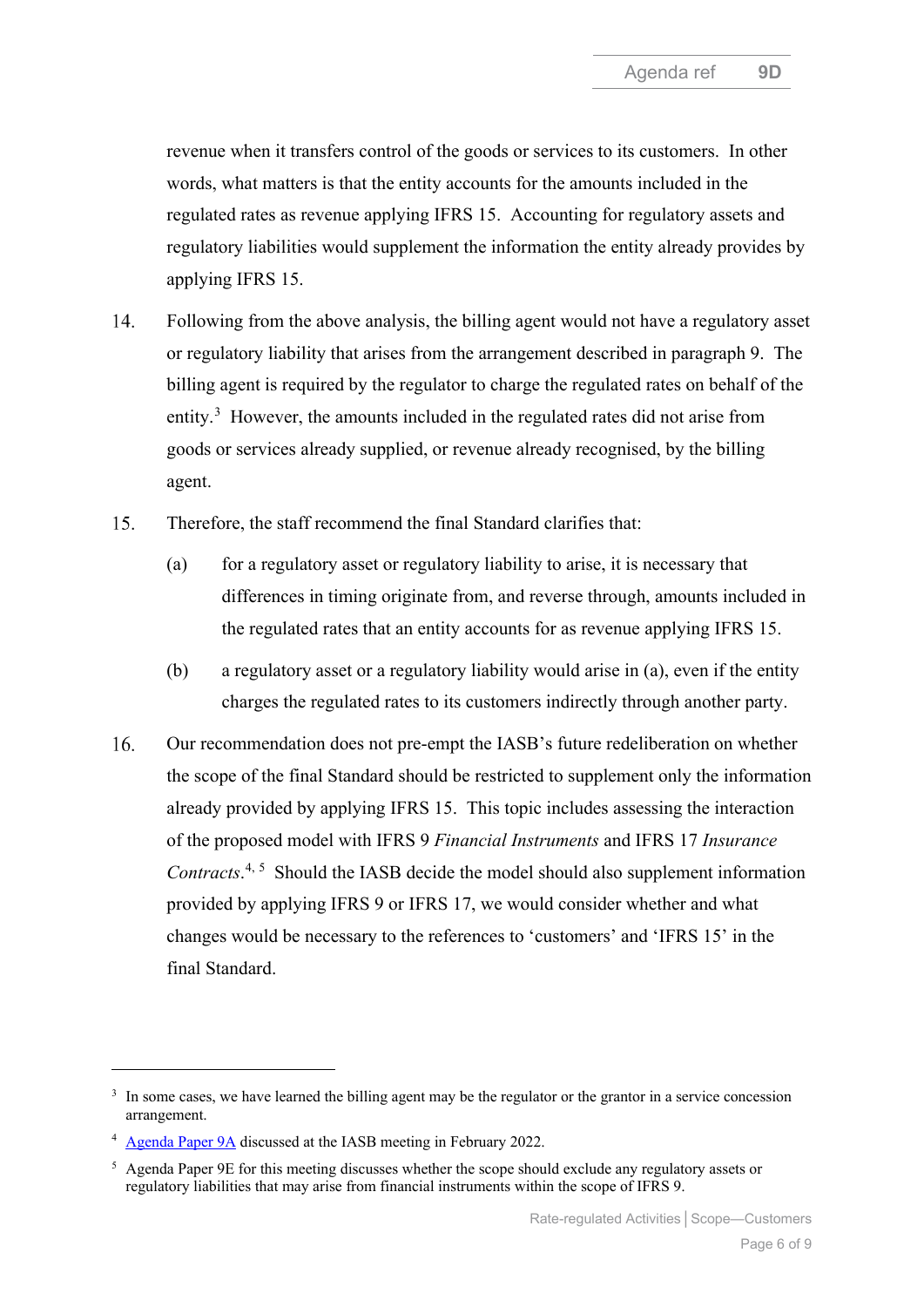revenue when it transfers control of the goods or services to its customers. In other words, what matters is that the entity accounts for the amounts included in the regulated rates as revenue applying IFRS 15. Accounting for regulatory assets and regulatory liabilities would supplement the information the entity already provides by applying IFRS 15.

14. Following from the above analysis, the billing agent would not have a regulatory asset or regulatory liability that arises from the arrangement described in paragraph 9. The billing agent is required by the regulator to charge the regulated rates on behalf of the entity.[3] However, the amounts included in the regulated rates did not arise from goods or services already supplied, or revenue already recognised, by the billing agent.

15. Therefore, the staff recommend the final Standard clarifies that:

    (a) for a regulatory asset or regulatory liability to arise, it is necessary that differences in timing originate from, and reverse through, amounts included in the regulated rates that an entity accounts for as revenue applying IFRS 15.

    (b) a regulatory asset or a regulatory liability would arise in (a), even if the entity charges the regulated rates to its customers indirectly through another party.

16. Our recommendation does not pre-empt the IASB's future redeliberation on whether the scope of the final Standard should be restricted to supplement only the information already provided by applying IFRS 15. This topic includes assessing the interaction of the proposed model with IFRS 9 *Financial Instruments* and IFRS 17 *Insurance Contracts*.[4, 5] Should the IASB decide the model should also supplement information provided by applying IFRS 9 or IFRS 17, we would consider whether and what changes would be necessary to the references to 'customers' and 'IFRS 15' in the final Standard.

---

[3] In some cases, we have learned the billing agent may be the regulator or the grantor in a service concession arrangement.

[4] Agenda Paper 9A discussed at the IASB meeting in February 2022.

[5] Agenda Paper 9E for this meeting discusses whether the scope should exclude any regulatory assets or regulatory liabilities that may arise from financial instruments within the scope of IFRS 9.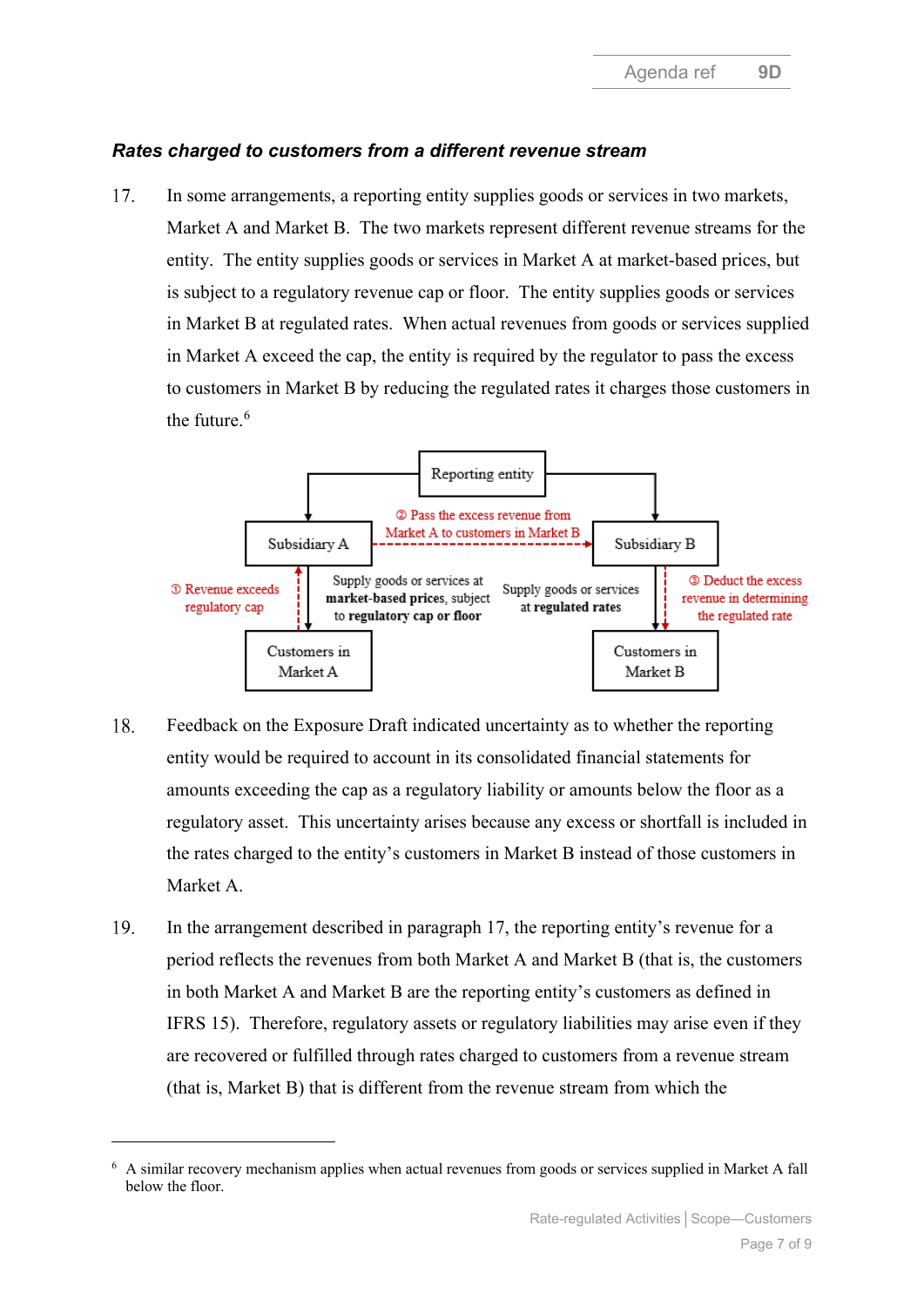### *Rates charged to customers from a different revenue stream*

17. In some arrangements, a reporting entity supplies goods or services in two markets, Market A and Market B. The two markets represent different revenue streams for the entity. The entity supplies goods or services in Market A at market-based prices, but is subject to a regulatory revenue cap or floor. The entity supplies goods or services in Market B at regulated rates. When actual revenues from goods or services supplied in Market A exceed the cap, the entity is required by the regulator to pass the excess to customers in Market B by reducing the regulated rates it charges those customers in the future.[6]

Reporting entity

Subsidiary A | Subsidiary B

② Pass the excess revenue from Market A to customers in Market B

① Revenue exceeds regulatory cap

Supply goods or services at **market-based prices**, subject to **regulatory cap or floor**

Supply goods or services at **regulated rates**

③ Deduct the excess revenue in determining the regulated rate

Customers in Market A | Customers in Market B

18. Feedback on the Exposure Draft indicated uncertainty as to whether the reporting entity would be required to account in its consolidated financial statements for amounts exceeding the cap as a regulatory liability or amounts below the floor as a regulatory asset. This uncertainty arises because any excess or shortfall is included in the rates charged to the entity's customers in Market B instead of those customers in Market A.

19. In the arrangement described in paragraph 17, the reporting entity's revenue for a period reflects the revenues from both Market A and Market B (that is, the customers in both Market A and Market B are the reporting entity's customers as defined in IFRS 15). Therefore, regulatory assets or regulatory liabilities may arise even if they are recovered or fulfilled through rates charged to customers from a revenue stream (that is, Market B) that is different from the revenue stream from which the

---

[6] A similar recovery mechanism applies when actual revenues from goods or services supplied in Market A fall below the floor.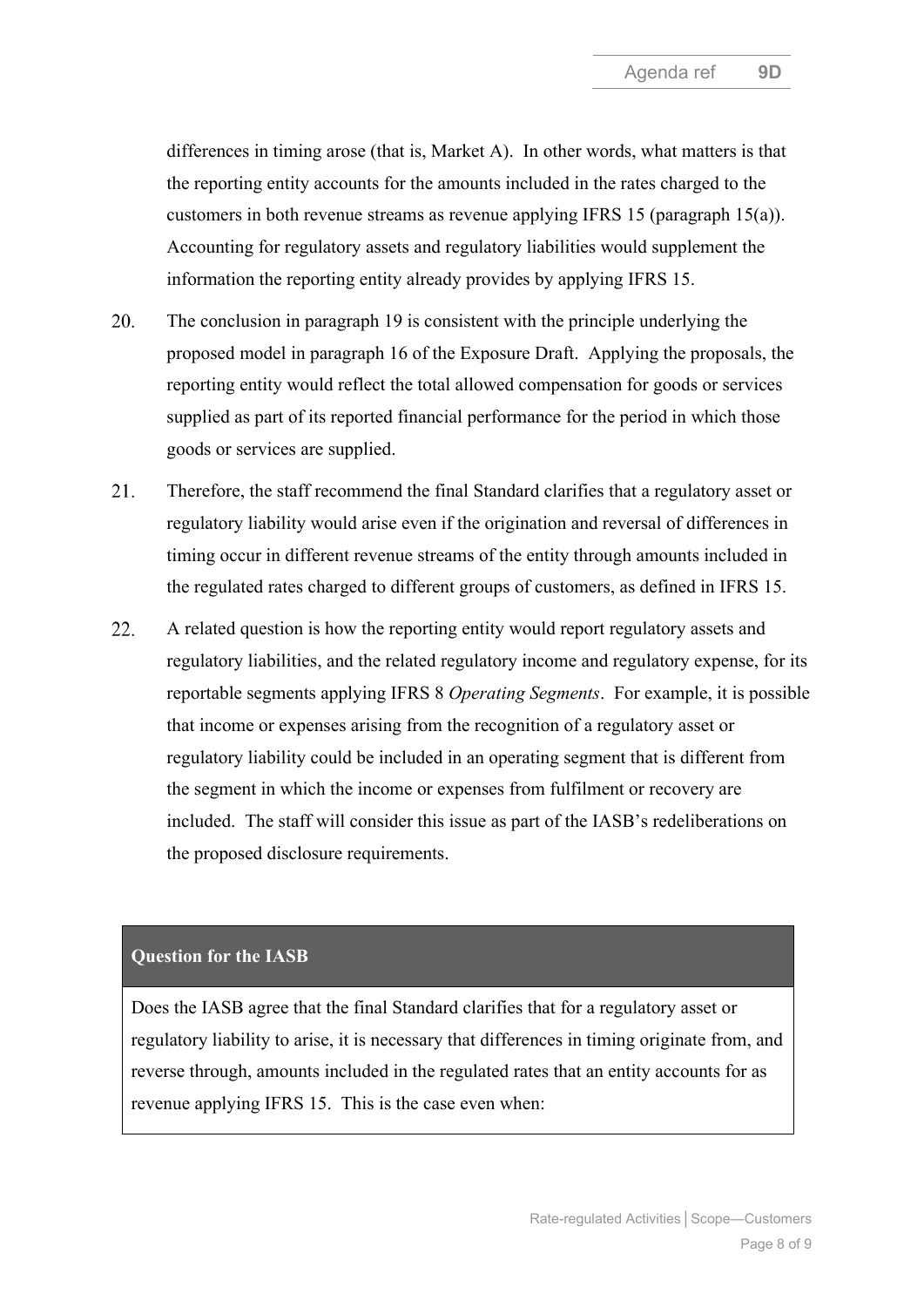differences in timing arose (that is, Market A). In other words, what matters is that the reporting entity accounts for the amounts included in the rates charged to the customers in both revenue streams as revenue applying IFRS 15 (paragraph 15(a)). Accounting for regulatory assets and regulatory liabilities would supplement the information the reporting entity already provides by applying IFRS 15.

20. The conclusion in paragraph 19 is consistent with the principle underlying the proposed model in paragraph 16 of the Exposure Draft. Applying the proposals, the reporting entity would reflect the total allowed compensation for goods or services supplied as part of its reported financial performance for the period in which those goods or services are supplied.

21. Therefore, the staff recommend the final Standard clarifies that a regulatory asset or regulatory liability would arise even if the origination and reversal of differences in timing occur in different revenue streams of the entity through amounts included in the regulated rates charged to different groups of customers, as defined in IFRS 15.

22. A related question is how the reporting entity would report regulatory assets and regulatory liabilities, and the related regulatory income and regulatory expense, for its reportable segments applying IFRS 8 *Operating Segments*. For example, it is possible that income or expenses arising from the recognition of a regulatory asset or regulatory liability could be included in an operating segment that is different from the segment in which the income or expenses from fulfilment or recovery are included. The staff will consider this issue as part of the IASB's redeliberations on the proposed disclosure requirements.

**Question for the IASB**

Does the IASB agree that the final Standard clarifies that for a regulatory asset or regulatory liability to arise, it is necessary that differences in timing originate from, and reverse through, amounts included in the regulated rates that an entity accounts for as revenue applying IFRS 15. This is the case even when: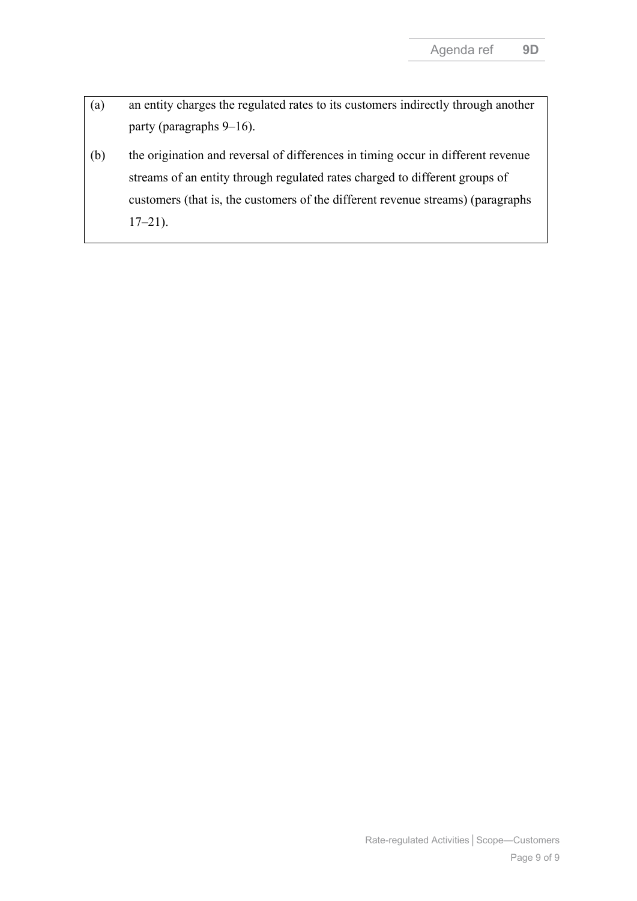(a) an entity charges the regulated rates to its customers indirectly through another party (paragraphs 9–16).

(b) the origination and reversal of differences in timing occur in different revenue streams of an entity through regulated rates charged to different groups of customers (that is, the customers of the different revenue streams) (paragraphs 17–21).